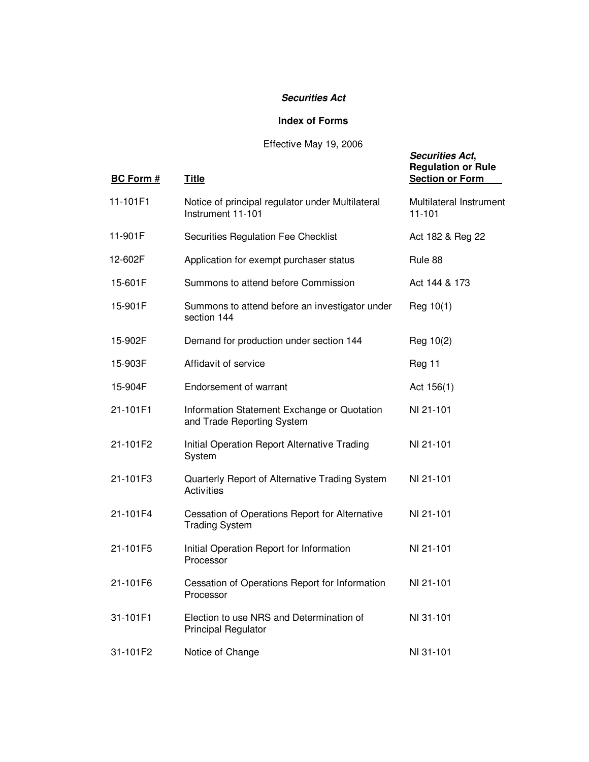***Securities Act***

**Index of Forms**

Effective May 19, 2006

| **BC Form #** | **Title** | ***Securities Act*, Regulation or Rule Section or Form** |
|---|---|---|
| 11-101F1 | Notice of principal regulator under Multilateral Instrument 11-101 | Multilateral Instrument 11-101 |
| 11-901F | Securities Regulation Fee Checklist | Act 182 & Reg 22 |
| 12-602F | Application for exempt purchaser status | Rule 88 |
| 15-601F | Summons to attend before Commission | Act 144 & 173 |
| 15-901F | Summons to attend before an investigator under section 144 | Reg 10(1) |
| 15-902F | Demand for production under section 144 | Reg 10(2) |
| 15-903F | Affidavit of service | Reg 11 |
| 15-904F | Endorsement of warrant | Act 156(1) |
| 21-101F1 | Information Statement Exchange or Quotation and Trade Reporting System | NI 21-101 |
| 21-101F2 | Initial Operation Report Alternative Trading System | NI 21-101 |
| 21-101F3 | Quarterly Report of Alternative Trading System Activities | NI 21-101 |
| 21-101F4 | Cessation of Operations Report for Alternative Trading System | NI 21-101 |
| 21-101F5 | Initial Operation Report for Information Processor | NI 21-101 |
| 21-101F6 | Cessation of Operations Report for Information Processor | NI 21-101 |
| 31-101F1 | Election to use NRS and Determination of Principal Regulator | NI 31-101 |
| 31-101F2 | Notice of Change | NI 31-101 |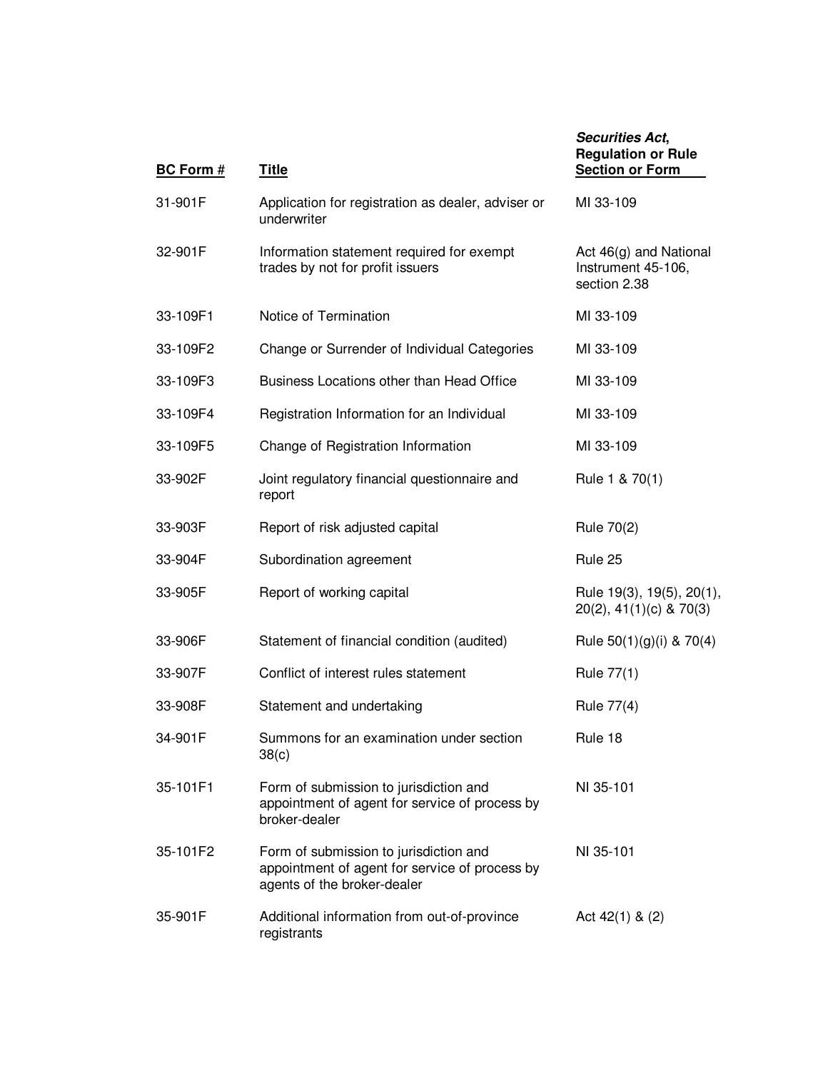| BC Form # | Title | ***Securities Act*, Regulation or Rule Section or Form** |
|---|---|---|
| 31-901F | Application for registration as dealer, adviser or underwriter | MI 33-109 |
| 32-901F | Information statement required for exempt trades by not for profit issuers | Act 46(g) and National Instrument 45-106, section 2.38 |
| 33-109F1 | Notice of Termination | MI 33-109 |
| 33-109F2 | Change or Surrender of Individual Categories | MI 33-109 |
| 33-109F3 | Business Locations other than Head Office | MI 33-109 |
| 33-109F4 | Registration Information for an Individual | MI 33-109 |
| 33-109F5 | Change of Registration Information | MI 33-109 |
| 33-902F | Joint regulatory financial questionnaire and report | Rule 1 & 70(1) |
| 33-903F | Report of risk adjusted capital | Rule 70(2) |
| 33-904F | Subordination agreement | Rule 25 |
| 33-905F | Report of working capital | Rule 19(3), 19(5), 20(1), 20(2), 41(1)(c) & 70(3) |
| 33-906F | Statement of financial condition (audited) | Rule 50(1)(g)(i) & 70(4) |
| 33-907F | Conflict of interest rules statement | Rule 77(1) |
| 33-908F | Statement and undertaking | Rule 77(4) |
| 34-901F | Summons for an examination under section 38(c) | Rule 18 |
| 35-101F1 | Form of submission to jurisdiction and appointment of agent for service of process by broker-dealer | NI 35-101 |
| 35-101F2 | Form of submission to jurisdiction and appointment of agent for service of process by agents of the broker-dealer | NI 35-101 |
| 35-901F | Additional information from out-of-province registrants | Act 42(1) & (2) |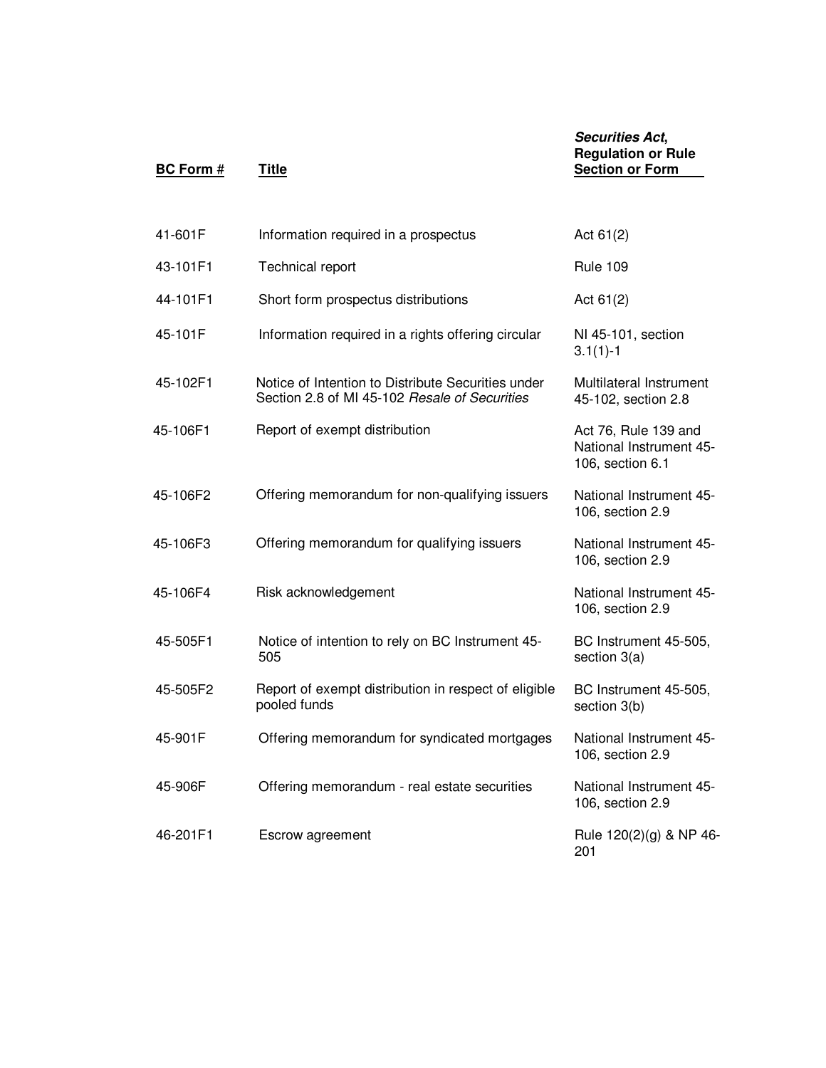| BC Form # | Title | *Securities Act*, Regulation or Rule Section or Form |
|---|---|---|
| 41-601F | Information required in a prospectus | Act 61(2) |
| 43-101F1 | Technical report | Rule 109 |
| 44-101F1 | Short form prospectus distributions | Act 61(2) |
| 45-101F | Information required in a rights offering circular | NI 45-101, section 3.1(1)-1 |
| 45-102F1 | Notice of Intention to Distribute Securities under Section 2.8 of MI 45-102 *Resale of Securities* | Multilateral Instrument 45-102, section 2.8 |
| 45-106F1 | Report of exempt distribution | Act 76, Rule 139 and National Instrument 45-106, section 6.1 |
| 45-106F2 | Offering memorandum for non-qualifying issuers | National Instrument 45-106, section 2.9 |
| 45-106F3 | Offering memorandum for qualifying issuers | National Instrument 45-106, section 2.9 |
| 45-106F4 | Risk acknowledgement | National Instrument 45-106, section 2.9 |
| 45-505F1 | Notice of intention to rely on BC Instrument 45-505 | BC Instrument 45-505, section 3(a) |
| 45-505F2 | Report of exempt distribution in respect of eligible pooled funds | BC Instrument 45-505, section 3(b) |
| 45-901F | Offering memorandum for syndicated mortgages | National Instrument 45-106, section 2.9 |
| 45-906F | Offering memorandum - real estate securities | National Instrument 45-106, section 2.9 |
| 46-201F1 | Escrow agreement | Rule 120(2)(g) & NP 46-201 |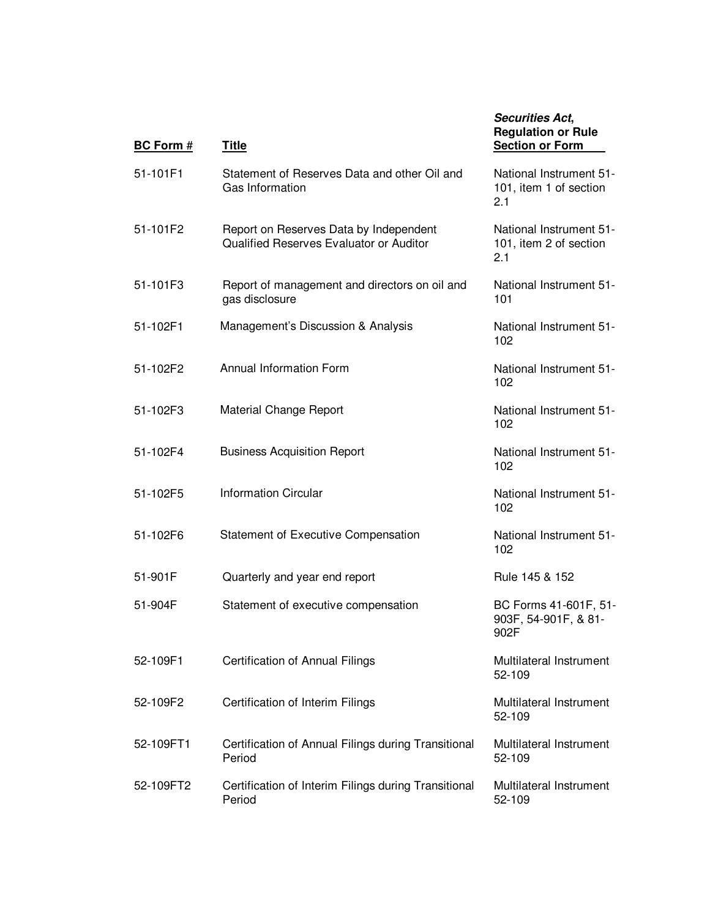| BC Form # | Title | *Securities Act*, Regulation or Rule Section or Form |
|---|---|---|
| 51-101F1 | Statement of Reserves Data and other Oil and Gas Information | National Instrument 51-101, item 1 of section 2.1 |
| 51-101F2 | Report on Reserves Data by Independent Qualified Reserves Evaluator or Auditor | National Instrument 51-101, item 2 of section 2.1 |
| 51-101F3 | Report of management and directors on oil and gas disclosure | National Instrument 51-101 |
| 51-102F1 | Management's Discussion & Analysis | National Instrument 51-102 |
| 51-102F2 | Annual Information Form | National Instrument 51-102 |
| 51-102F3 | Material Change Report | National Instrument 51-102 |
| 51-102F4 | Business Acquisition Report | National Instrument 51-102 |
| 51-102F5 | Information Circular | National Instrument 51-102 |
| 51-102F6 | Statement of Executive Compensation | National Instrument 51-102 |
| 51-901F | Quarterly and year end report | Rule 145 & 152 |
| 51-904F | Statement of executive compensation | BC Forms 41-601F, 51-903F, 54-901F, & 81-902F |
| 52-109F1 | Certification of Annual Filings | Multilateral Instrument 52-109 |
| 52-109F2 | Certification of Interim Filings | Multilateral Instrument 52-109 |
| 52-109FT1 | Certification of Annual Filings during Transitional Period | Multilateral Instrument 52-109 |
| 52-109FT2 | Certification of Interim Filings during Transitional Period | Multilateral Instrument 52-109 |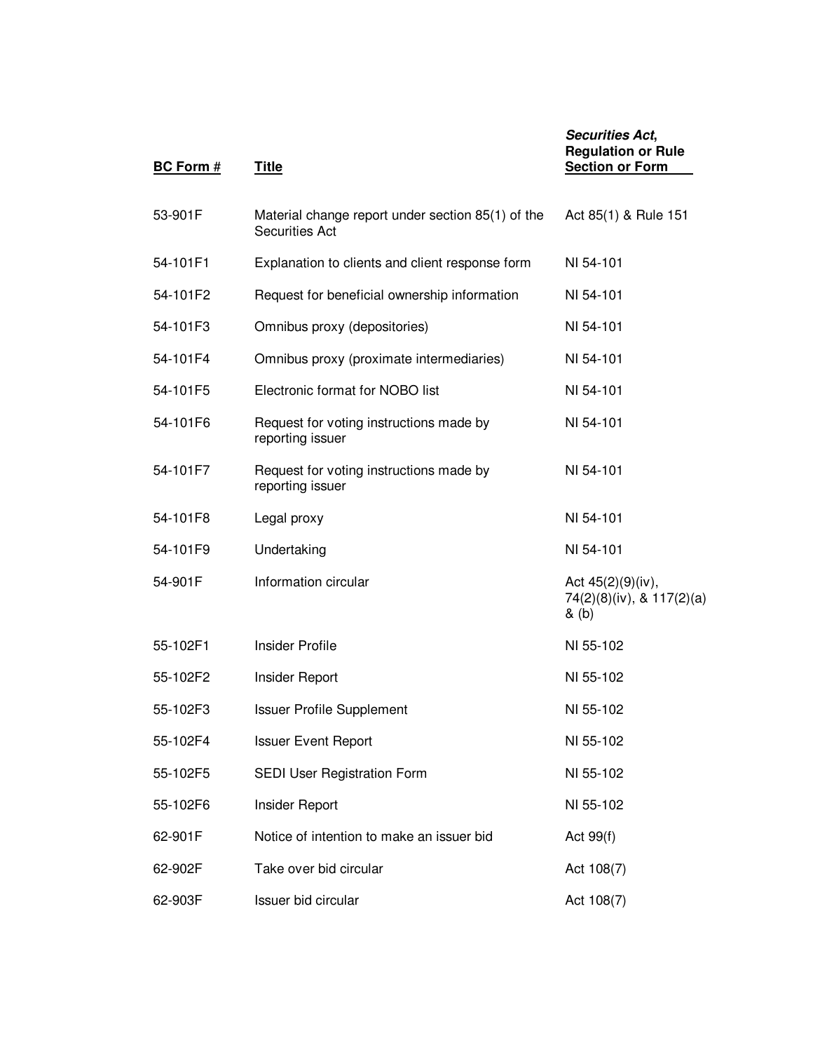| BC Form # | Title | *Securities Act*, Regulation or Rule Section or Form |
| --- | --- | --- |
| 53-901F | Material change report under section 85(1) of the Securities Act | Act 85(1) & Rule 151 |
| 54-101F1 | Explanation to clients and client response form | NI 54-101 |
| 54-101F2 | Request for beneficial ownership information | NI 54-101 |
| 54-101F3 | Omnibus proxy (depositories) | NI 54-101 |
| 54-101F4 | Omnibus proxy (proximate intermediaries) | NI 54-101 |
| 54-101F5 | Electronic format for NOBO list | NI 54-101 |
| 54-101F6 | Request for voting instructions made by reporting issuer | NI 54-101 |
| 54-101F7 | Request for voting instructions made by reporting issuer | NI 54-101 |
| 54-101F8 | Legal proxy | NI 54-101 |
| 54-101F9 | Undertaking | NI 54-101 |
| 54-901F | Information circular | Act 45(2)(9)(iv), 74(2)(8)(iv), & 117(2)(a) & (b) |
| 55-102F1 | Insider Profile | NI 55-102 |
| 55-102F2 | Insider Report | NI 55-102 |
| 55-102F3 | Issuer Profile Supplement | NI 55-102 |
| 55-102F4 | Issuer Event Report | NI 55-102 |
| 55-102F5 | SEDI User Registration Form | NI 55-102 |
| 55-102F6 | Insider Report | NI 55-102 |
| 62-901F | Notice of intention to make an issuer bid | Act 99(f) |
| 62-902F | Take over bid circular | Act 108(7) |
| 62-903F | Issuer bid circular | Act 108(7) |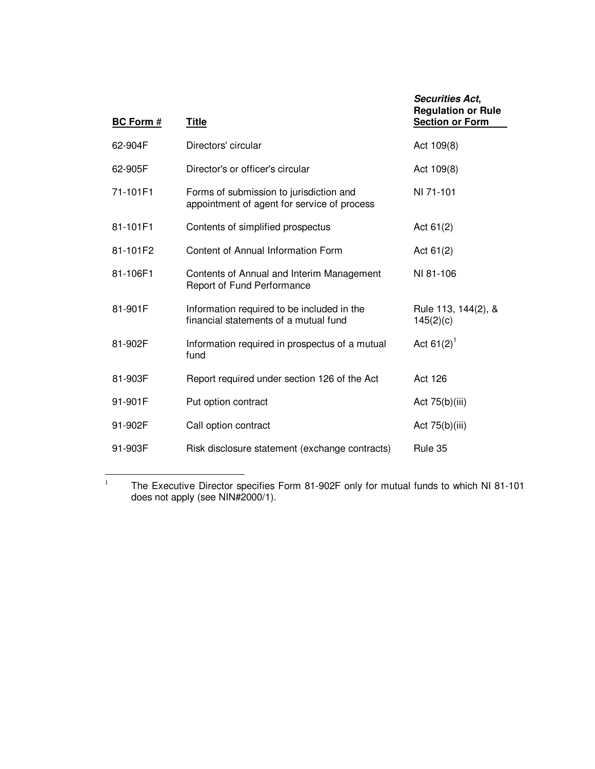| BC Form # | Title | ***Securities Act*, Regulation or Rule Section or Form** |
|---|---|---|
| 62-904F | Directors' circular | Act 109(8) |
| 62-905F | Director's or officer's circular | Act 109(8) |
| 71-101F1 | Forms of submission to jurisdiction and appointment of agent for service of process | NI 71-101 |
| 81-101F1 | Contents of simplified prospectus | Act 61(2) |
| 81-101F2 | Content of Annual Information Form | Act 61(2) |
| 81-106F1 | Contents of Annual and Interim Management Report of Fund Performance | NI 81-106 |
| 81-901F | Information required to be included in the financial statements of a mutual fund | Rule 113, 144(2), & 145(2)(c) |
| 81-902F | Information required in prospectus of a mutual fund | Act 61(2)[1] |
| 81-903F | Report required under section 126 of the Act | Act 126 |
| 91-901F | Put option contract | Act 75(b)(iii) |
| 91-902F | Call option contract | Act 75(b)(iii) |
| 91-903F | Risk disclosure statement (exchange contracts) | Rule 35 |

[1] The Executive Director specifies Form 81-902F only for mutual funds to which NI 81-101 does not apply (see NIN#2000/1).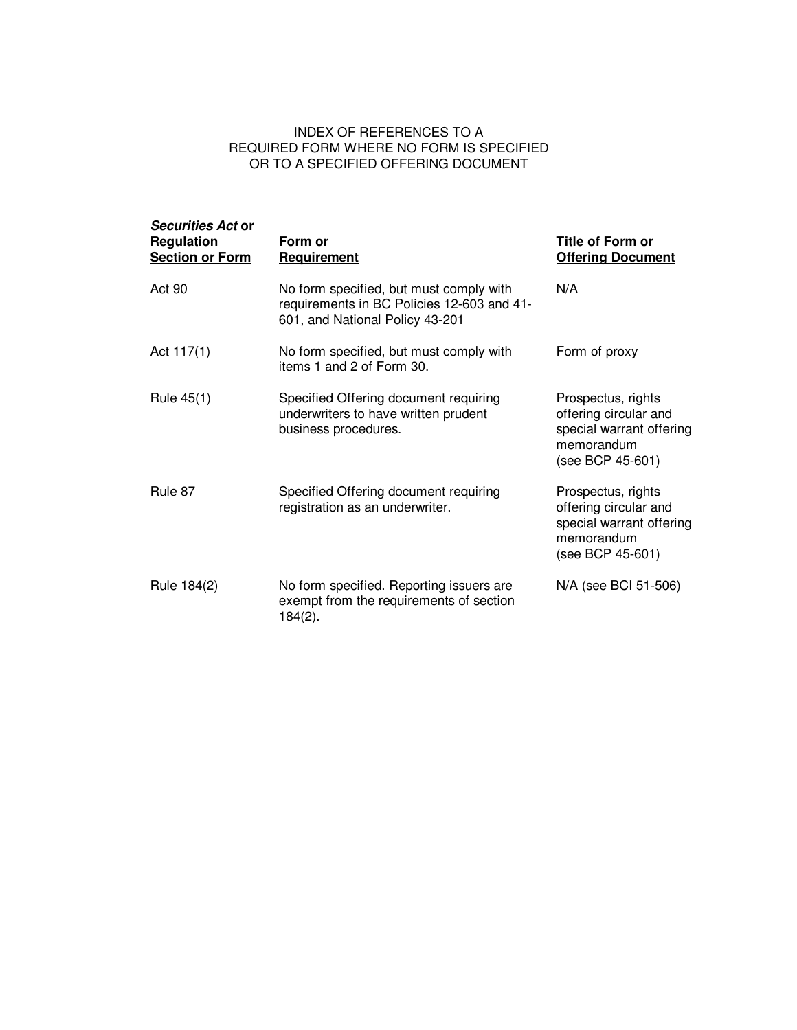# INDEX OF REFERENCES TO A REQUIRED FORM WHERE NO FORM IS SPECIFIED OR TO A SPECIFIED OFFERING DOCUMENT

| ***Securities Act* or Regulation Section or Form** | **Form or Requirement** | **Title of Form or Offering Document** |
|---|---|---|
| Act 90 | No form specified, but must comply with requirements in BC Policies 12-603 and 41-601, and National Policy 43-201 | N/A |
| Act 117(1) | No form specified, but must comply with items 1 and 2 of Form 30. | Form of proxy |
| Rule 45(1) | Specified Offering document requiring underwriters to have written prudent business procedures. | Prospectus, rights offering circular and special warrant offering memorandum (see BCP 45-601) |
| Rule 87 | Specified Offering document requiring registration as an underwriter. | Prospectus, rights offering circular and special warrant offering memorandum (see BCP 45-601) |
| Rule 184(2) | No form specified. Reporting issuers are exempt from the requirements of section 184(2). | N/A (see BCI 51-506) |